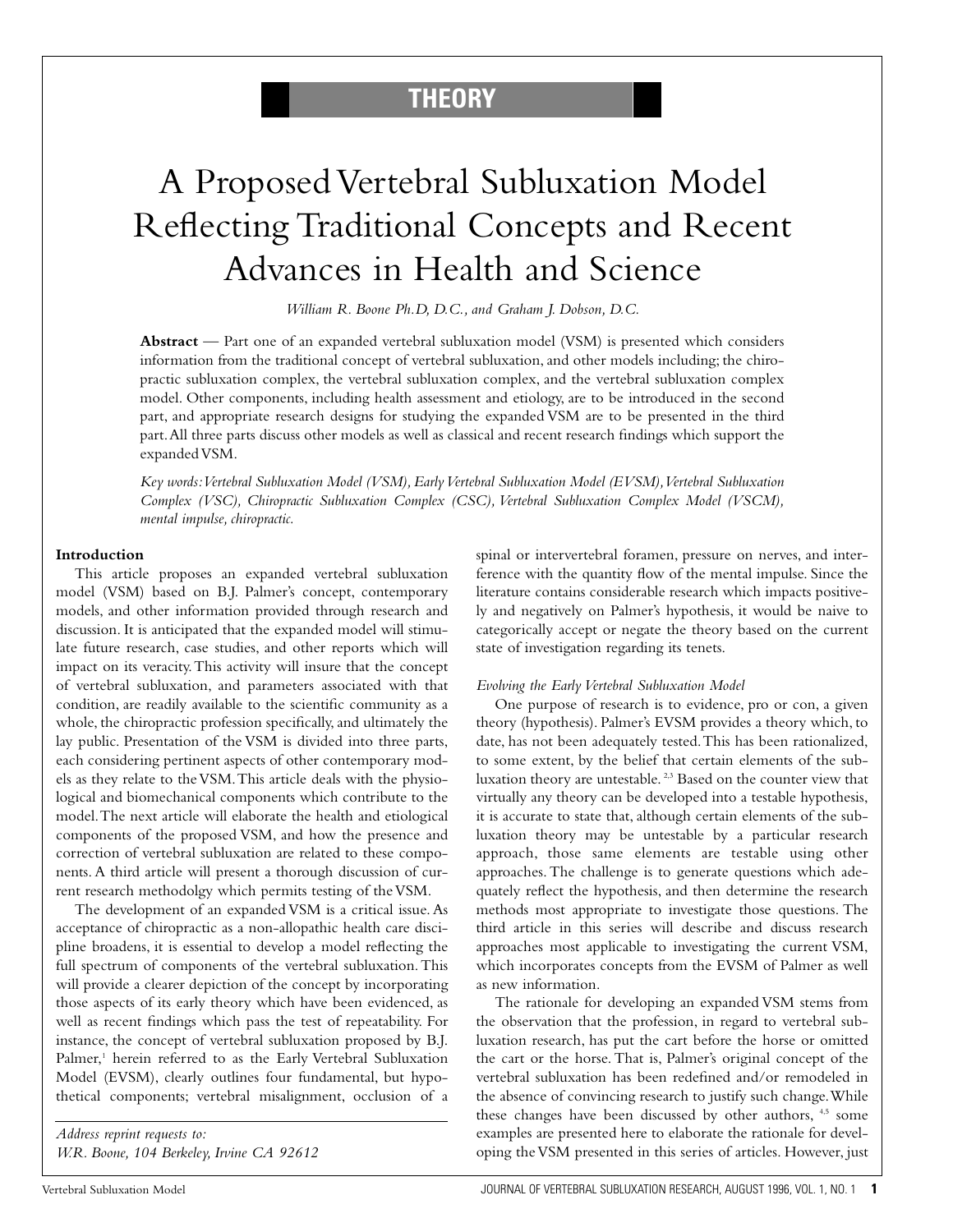THEORY

# A Proposed Vertebral Subluxation Model Reflecting Traditional Concepts and Recent Advances in Health and Science

*William R. Boone Ph.D, D.C., and Graham J. Dobson, D.C.*

**Abstract** — Part one of an expanded vertebral subluxation model (VSM) is presented which considers information from the traditional concept of vertebral subluxation, and other models including; the chiropractic subluxation complex, the vertebral subluxation complex, and the vertebral subluxation complex model. Other components, including health assessment and etiology, are to be introduced in the second part, and appropriate research designs for studying the expanded VSM are to be presented in the third part. All three parts discuss other models as well as classical and recent research findings which support the expanded VSM.

*Key words: Vertebral Subluxation Model (VSM), Early Vertebral Subluxation Model (EVSM), Vertebral Subluxation Complex (VSC), Chiropractic Subluxation Complex (CSC), Vertebral Subluxation Complex Model (VSCM), mental impulse, chiropractic.*

**Introduction**

This article proposes an expanded vertebral subluxation model (VSM) based on B.J. Palmer's concept, contemporary models, and other information provided through research and discussion. It is anticipated that the expanded model will stimulate future research, case studies, and other reports which will impact on its veracity. This activity will insure that the concept of vertebral subluxation, and parameters associated with that condition, are readily available to the scientific community as a whole, the chiropractic profession specifically, and ultimately the lay public. Presentation of the VSM is divided into three parts, each considering pertinent aspects of other contemporary models as they relate to the VSM. This article deals with the physiological and biomechanical components which contribute to the model. The next article will elaborate the health and etiological components of the proposed VSM, and how the presence and correction of vertebral subluxation are related to these components. A third article will present a thorough discussion of current research methodolgy which permits testing of the VSM.

The development of an expanded VSM is a critical issue. As acceptance of chiropractic as a non-allopathic health care discipline broadens, it is essential to develop a model reflecting the full spectrum of components of the vertebral subluxation. This will provide a clearer depiction of the concept by incorporating those aspects of its early theory which have been evidenced, as well as recent findings which pass the test of repeatability. For instance, the concept of vertebral subluxation proposed by B.J. Palmer,[1] herein referred to as the Early Vertebral Subluxation Model (EVSM), clearly outlines four fundamental, but hypothetical components; vertebral misalignment, occlusion of a spinal or intervertebral foramen, pressure on nerves, and interference with the quantity flow of the mental impulse. Since the literature contains considerable research which impacts positively and negatively on Palmer's hypothesis, it would be naive to categorically accept or negate the theory based on the current state of investigation regarding its tenets.

*Evolving the Early Vertebral Subluxation Model*

One purpose of research is to evidence, pro or con, a given theory (hypothesis). Palmer's EVSM provides a theory which, to date, has not been adequately tested. This has been rationalized, to some extent, by the belief that certain elements of the subluxation theory are untestable.[2,3] Based on the counter view that virtually any theory can be developed into a testable hypothesis, it is accurate to state that, although certain elements of the subluxation theory may be untestable by a particular research approach, those same elements are testable using other approaches. The challenge is to generate questions which adequately reflect the hypothesis, and then determine the research methods most appropriate to investigate those questions. The third article in this series will describe and discuss research approaches most applicable to investigating the current VSM, which incorporates concepts from the EVSM of Palmer as well as new information.

The rationale for developing an expanded VSM stems from the observation that the profession, in regard to vertebral subluxation research, has put the cart before the horse or omitted the cart or the horse. That is, Palmer's original concept of the vertebral subluxation has been redefined and/or remodeled in the absence of convincing research to justify such change. While these changes have been discussed by other authors,[4,5] some examples are presented here to elaborate the rationale for developing the VSM presented in this series of articles. However, just

*Address reprint requests to:*
*W.R. Boone, 104 Berkeley, Irvine CA 92612*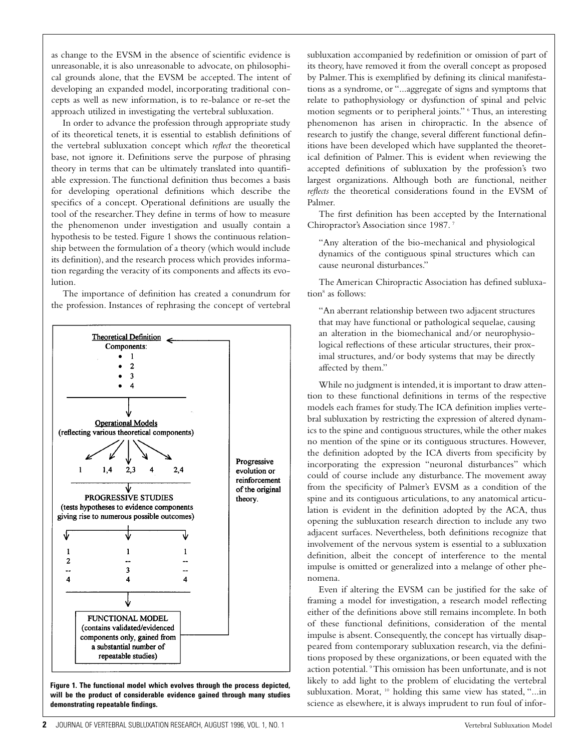as change to the EVSM in the absence of scientific evidence is unreasonable, it is also unreasonable to advocate, on philosophical grounds alone, that the EVSM be accepted. The intent of developing an expanded model, incorporating traditional concepts as well as new information, is to re-balance or re-set the approach utilized in investigating the vertebral subluxation.

In order to advance the profession through appropriate study of its theoretical tenets, it is essential to establish definitions of the vertebral subluxation concept which *reflect* the theoretical base, not ignore it. Definitions serve the purpose of phrasing theory in terms that can be ultimately translated into quantifiable expression. The functional definition thus becomes a basis for developing operational definitions which describe the specifics of a concept. Operational definitions are usually the tool of the researcher. They define in terms of how to measure the phenomenon under investigation and usually contain a hypothesis to be tested. Figure 1 shows the continuous relationship between the formulation of a theory (which would include its definition), and the research process which provides information regarding the veracity of its components and affects its evolution.

The importance of definition has created a conundrum for the profession. Instances of rephrasing the concept of vertebral subluxation accompanied by redefinition or omission of part of its theory, have removed it from the overall concept as proposed by Palmer. This is exemplified by defining its clinical manifestations as a syndrome, or "...aggregate of signs and symptoms that relate to pathophysiology or dysfunction of spinal and pelvic motion segments or to peripheral joints." [6] Thus, an interesting phenomenon has arisen in chiropractic. In the absence of research to justify the change, several different functional definitions have been developed which have supplanted the theoretical definition of Palmer. This is evident when reviewing the accepted definitions of subluxation by the profession's two largest organizations. Although both are functional, neither *reflects* the theoretical considerations found in the EVSM of Palmer.

**Theoretical Definition**
Components:
- 1
- 2
- 3
- 4

**Operational Models**
(reflecting various theoretical components)

1 | 1,4 | 2,3 | 4 | 2,4

**PROGRESSIVE STUDIES**
(tests hypotheses to evidence components giving rise to numerous possible outcomes)

| | | |
|---|---|---|
| 1 | 1 | 1 |
| 2 | -- | -- |
| -- | 3 | -- |
| 4 | 4 | 4 |

**FUNCTIONAL MODEL**
(contains validated/evidenced components only, gained from a substantial number of repeatable studies)

Progressive evolution or reinforcement of the original theory.

**Figure 1. The functional model which evolves through the process depicted, will be the product of considerable evidence gained through many studies demonstrating repeatable findings.**

The first definition has been accepted by the International Chiropractor's Association since 1987. [7]

> "Any alteration of the bio-mechanical and physiological dynamics of the contiguous spinal structures which can cause neuronal disturbances."

The American Chiropractic Association has defined subluxation[8] as follows:

> "An aberrant relationship between two adjacent structures that may have functional or pathological sequelae, causing an alteration in the biomechanical and/or neurophysiological reflections of these articular structures, their proximal structures, and/or body systems that may be directly affected by them."

While no judgment is intended, it is important to draw attention to these functional definitions in terms of the respective models each frames for study. The ICA definition implies vertebral subluxation by restricting the expression of altered dynamics to the spine and contiguous structures, while the other makes no mention of the spine or its contiguous structures. However, the definition adopted by the ICA diverts from specificity by incorporating the expression "neuronal disturbances" which could of course include any disturbance. The movement away from the specificity of Palmer's EVSM as a condition of the spine and its contiguous articulations, to any anatomical articulation is evident in the definition adopted by the ACA, thus opening the subluxation research direction to include any two adjacent surfaces. Nevertheless, both definitions recognize that involvement of the nervous system is essential to a subluxation definition, albeit the concept of interference to the mental impulse is omitted or generalized into a melange of other phenomena.

Even if altering the EVSM can be justified for the sake of framing a model for investigation, a research model reflecting either of the definitions above still remains incomplete. In both of these functional definitions, consideration of the mental impulse is absent. Consequently, the concept has virtually disappeared from contemporary subluxation research, via the definitions proposed by these organizations, or been equated with the action potential. [9] This omission has been unfortunate, and is not likely to add light to the problem of elucidating the vertebral subluxation. Morat, [10] holding this same view has stated, "...in science as elsewhere, it is always imprudent to run foul of infor-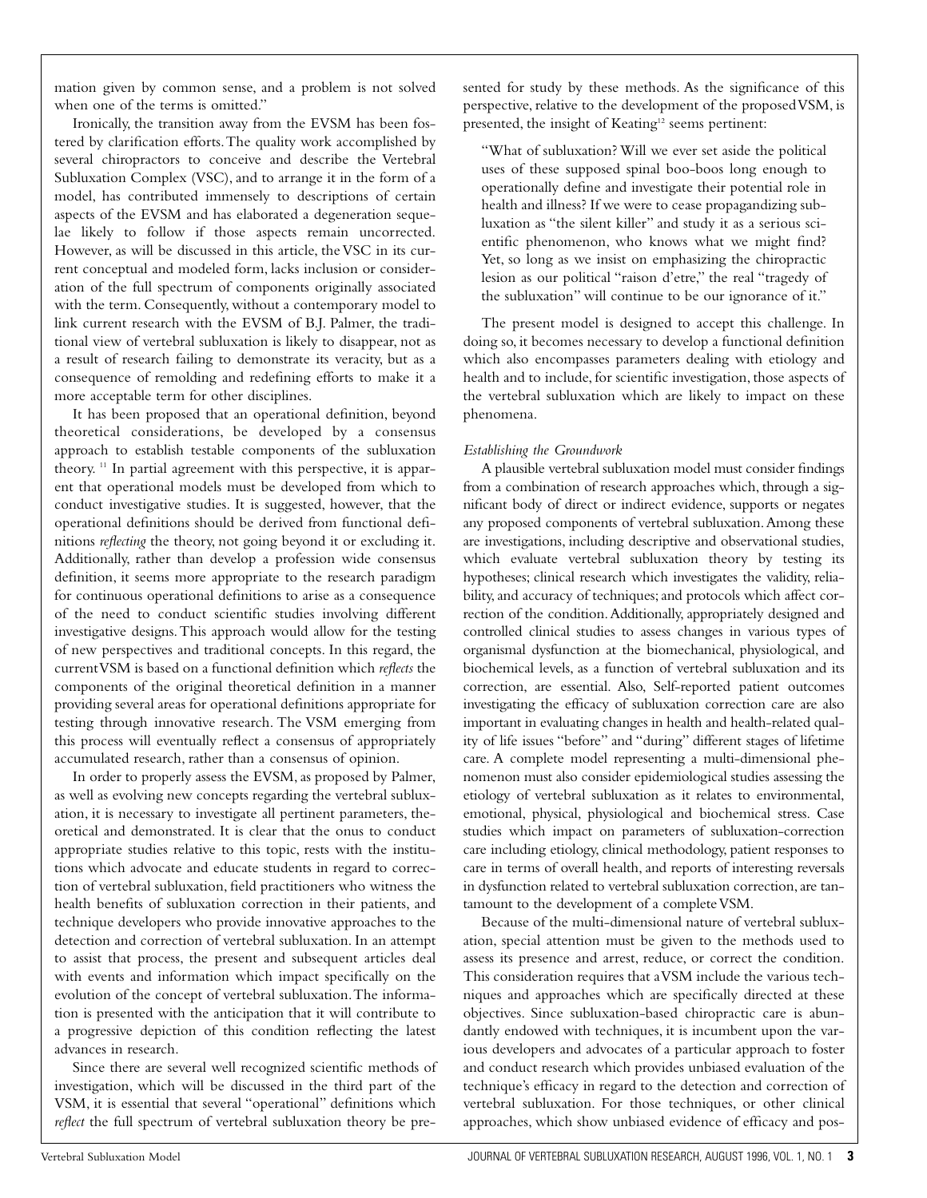mation given by common sense, and a problem is not solved when one of the terms is omitted."

Ironically, the transition away from the EVSM has been fostered by clarification efforts. The quality work accomplished by several chiropractors to conceive and describe the Vertebral Subluxation Complex (VSC), and to arrange it in the form of a model, has contributed immensely to descriptions of certain aspects of the EVSM and has elaborated a degeneration sequelae likely to follow if those aspects remain uncorrected. However, as will be discussed in this article, the VSC in its current conceptual and modeled form, lacks inclusion or consideration of the full spectrum of components originally associated with the term. Consequently, without a contemporary model to link current research with the EVSM of B.J. Palmer, the traditional view of vertebral subluxation is likely to disappear, not as a result of research failing to demonstrate its veracity, but as a consequence of remolding and redefining efforts to make it a more acceptable term for other disciplines.

It has been proposed that an operational definition, beyond theoretical considerations, be developed by a consensus approach to establish testable components of the subluxation theory.[11] In partial agreement with this perspective, it is apparent that operational models must be developed from which to conduct investigative studies. It is suggested, however, that the operational definitions should be derived from functional definitions *reflecting* the theory, not going beyond it or excluding it. Additionally, rather than develop a profession wide consensus definition, it seems more appropriate to the research paradigm for continuous operational definitions to arise as a consequence of the need to conduct scientific studies involving different investigative designs. This approach would allow for the testing of new perspectives and traditional concepts. In this regard, the current VSM is based on a functional definition which *reflects* the components of the original theoretical definition in a manner providing several areas for operational definitions appropriate for testing through innovative research. The VSM emerging from this process will eventually reflect a consensus of appropriately accumulated research, rather than a consensus of opinion.

In order to properly assess the EVSM, as proposed by Palmer, as well as evolving new concepts regarding the vertebral subluxation, it is necessary to investigate all pertinent parameters, theoretical and demonstrated. It is clear that the onus to conduct appropriate studies relative to this topic, rests with the institutions which advocate and educate students in regard to correction of vertebral subluxation, field practitioners who witness the health benefits of subluxation correction in their patients, and technique developers who provide innovative approaches to the detection and correction of vertebral subluxation. In an attempt to assist that process, the present and subsequent articles deal with events and information which impact specifically on the evolution of the concept of vertebral subluxation. The information is presented with the anticipation that it will contribute to a progressive depiction of this condition reflecting the latest advances in research.

Since there are several well recognized scientific methods of investigation, which will be discussed in the third part of the VSM, it is essential that several "operational" definitions which *reflect* the full spectrum of vertebral subluxation theory be presented for study by these methods. As the significance of this perspective, relative to the development of the proposed VSM, is presented, the insight of Keating[12] seems pertinent:

> "What of subluxation? Will we ever set aside the political uses of these supposed spinal boo-boos long enough to operationally define and investigate their potential role in health and illness? If we were to cease propagandizing subluxation as "the silent killer" and study it as a serious scientific phenomenon, who knows what we might find? Yet, so long as we insist on emphasizing the chiropractic lesion as our political "raison d'etre," the real "tragedy of the subluxation" will continue to be our ignorance of it."

The present model is designed to accept this challenge. In doing so, it becomes necessary to develop a functional definition which also encompasses parameters dealing with etiology and health and to include, for scientific investigation, those aspects of the vertebral subluxation which are likely to impact on these phenomena.

*Establishing the Groundwork*

A plausible vertebral subluxation model must consider findings from a combination of research approaches which, through a significant body of direct or indirect evidence, supports or negates any proposed components of vertebral subluxation. Among these are investigations, including descriptive and observational studies, which evaluate vertebral subluxation theory by testing its hypotheses; clinical research which investigates the validity, reliability, and accuracy of techniques; and protocols which affect correction of the condition. Additionally, appropriately designed and controlled clinical studies to assess changes in various types of organismal dysfunction at the biomechanical, physiological, and biochemical levels, as a function of vertebral subluxation and its correction, are essential. Also, Self-reported patient outcomes investigating the efficacy of subluxation correction care are also important in evaluating changes in health and health-related quality of life issues "before" and "during" different stages of lifetime care. A complete model representing a multi-dimensional phenomenon must also consider epidemiological studies assessing the etiology of vertebral subluxation as it relates to environmental, emotional, physical, physiological and biochemical stress. Case studies which impact on parameters of subluxation-correction care including etiology, clinical methodology, patient responses to care in terms of overall health, and reports of interesting reversals in dysfunction related to vertebral subluxation correction, are tantamount to the development of a complete VSM.

Because of the multi-dimensional nature of vertebral subluxation, special attention must be given to the methods used to assess its presence and arrest, reduce, or correct the condition. This consideration requires that a VSM include the various techniques and approaches which are specifically directed at these objectives. Since subluxation-based chiropractic care is abundantly endowed with techniques, it is incumbent upon the various developers and advocates of a particular approach to foster and conduct research which provides unbiased evaluation of the technique's efficacy in regard to the detection and correction of vertebral subluxation. For those techniques, or other clinical approaches, which show unbiased evidence of efficacy and pos-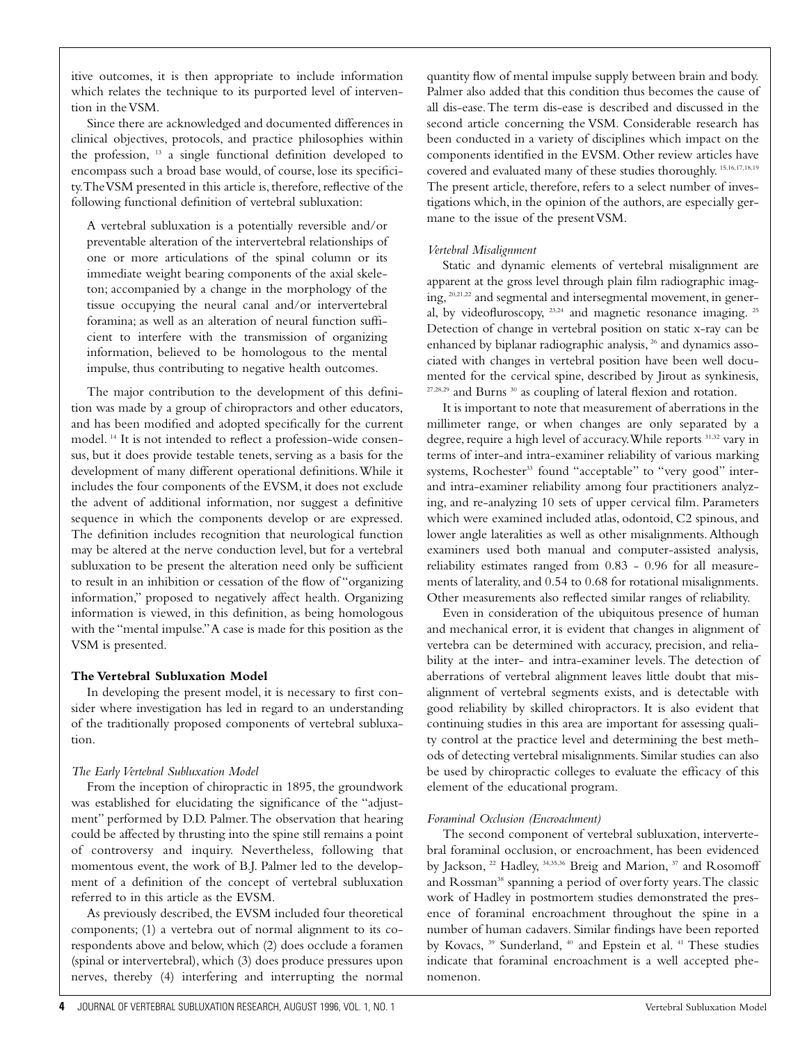itive outcomes, it is then appropriate to include information which relates the technique to its purported level of intervention in the VSM.

Since there are acknowledged and documented differences in clinical objectives, protocols, and practice philosophies within the profession, [13] a single functional definition developed to encompass such a broad base would, of course, lose its specificity. The VSM presented in this article is, therefore, reflective of the following functional definition of vertebral subluxation:

> A vertebral subluxation is a potentially reversible and/or preventable alteration of the intervertebral relationships of one or more articulations of the spinal column or its immediate weight bearing components of the axial skeleton; accompanied by a change in the morphology of the tissue occupying the neural canal and/or intervertebral foramina; as well as an alteration of neural function sufficient to interfere with the transmission of organizing information, believed to be homologous to the mental impulse, thus contributing to negative health outcomes.

The major contribution to the development of this definition was made by a group of chiropractors and other educators, and has been modified and adopted specifically for the current model. [14] It is not intended to reflect a profession-wide consensus, but it does provide testable tenets, serving as a basis for the development of many different operational definitions. While it includes the four components of the EVSM, it does not exclude the advent of additional information, nor suggest a definitive sequence in which the components develop or are expressed. The definition includes recognition that neurological function may be altered at the nerve conduction level, but for a vertebral subluxation to be present the alteration need only be sufficient to result in an inhibition or cessation of the flow of "organizing information," proposed to negatively affect health. Organizing information is viewed, in this definition, as being homologous with the "mental impulse." A case is made for this position as the VSM is presented.

## The Vertebral Subluxation Model

In developing the present model, it is necessary to first consider where investigation has led in regard to an understanding of the traditionally proposed components of vertebral subluxation.

### *The Early Vertebral Subluxation Model*

From the inception of chiropractic in 1895, the groundwork was established for elucidating the significance of the "adjustment" performed by D.D. Palmer. The observation that hearing could be affected by thrusting into the spine still remains a point of controversy and inquiry. Nevertheless, following that momentous event, the work of B.J. Palmer led to the development of a definition of the concept of vertebral subluxation referred to in this article as the EVSM.

As previously described, the EVSM included four theoretical components; (1) a vertebra out of normal alignment to its correspondents above and below, which (2) does occlude a foramen (spinal or intervertebral), which (3) does produce pressures upon nerves, thereby (4) interfering and interrupting the normal quantity flow of mental impulse supply between brain and body. Palmer also added that this condition thus becomes the cause of all dis-ease. The term dis-ease is described and discussed in the second article concerning the VSM. Considerable research has been conducted in a variety of disciplines which impact on the components identified in the EVSM. Other review articles have covered and evaluated many of these studies thoroughly. [15,16,17,18,19] The present article, therefore, refers to a select number of investigations which, in the opinion of the authors, are especially germane to the issue of the present VSM.

### *Vertebral Misalignment*

Static and dynamic elements of vertebral misalignment are apparent at the gross level through plain film radiographic imaging, [20,21,22] and segmental and intersegmental movement, in general, by videofluroscopy, [23,24] and magnetic resonance imaging. [25] Detection of change in vertebral position on static x-ray can be enhanced by biplanar radiographic analysis, [26] and dynamics associated with changes in vertebral position have been well documented for the cervical spine, described by Jirout as synkinesis, [27,28,29] and Burns [30] as coupling of lateral flexion and rotation.

It is important to note that measurement of aberrations in the millimeter range, or when changes are only separated by a degree, require a high level of accuracy. While reports [31,32] vary in terms of inter-and intra-examiner reliability of various marking systems, Rochester[33] found "acceptable" to "very good" inter- and intra-examiner reliability among four practitioners analyzing, and re-analyzing 10 sets of upper cervical film. Parameters which were examined included atlas, odontoid, C2 spinous, and lower angle lateralities as well as other misalignments. Although examiners used both manual and computer-assisted analysis, reliability estimates ranged from 0.83 - 0.96 for all measurements of laterality, and 0.54 to 0.68 for rotational misalignments. Other measurements also reflected similar ranges of reliability.

Even in consideration of the ubiquitous presence of human and mechanical error, it is evident that changes in alignment of vertebra can be determined with accuracy, precision, and reliability at the inter- and intra-examiner levels. The detection of aberrations of vertebral alignment leaves little doubt that misalignment of vertebral segments exists, and is detectable with good reliability by skilled chiropractors. It is also evident that continuing studies in this area are important for assessing quality control at the practice level and determining the best methods of detecting vertebral misalignments. Similar studies can also be used by chiropractic colleges to evaluate the efficacy of this element of the educational program.

### *Foraminal Occlusion (Encroachment)*

The second component of vertebral subluxation, intervertebral foraminal occlusion, or encroachment, has been evidenced by Jackson, [22] Hadley, [34,35,36] Breig and Marion, [37] and Rosomoff and Rossman[38] spanning a period of over forty years. The classic work of Hadley in postmortem studies demonstrated the presence of foraminal encroachment throughout the spine in a number of human cadavers. Similar findings have been reported by Kovacs, [39] Sunderland, [40] and Epstein et al. [41] These studies indicate that foraminal encroachment is a well accepted phenomenon.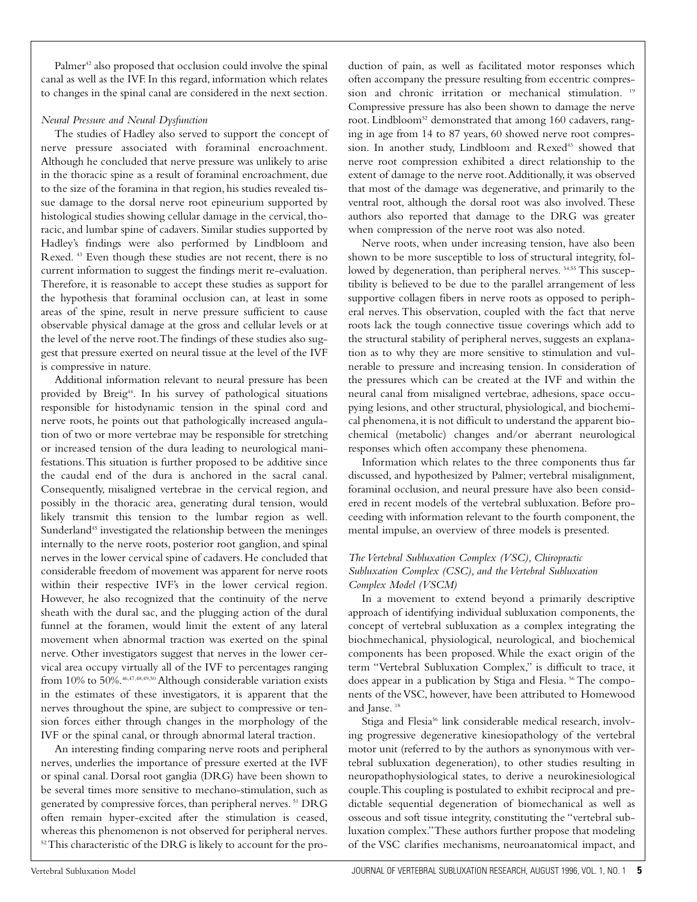Palmer[42] also proposed that occlusion could involve the spinal canal as well as the IVF. In this regard, information which relates to changes in the spinal canal are considered in the next section.

### *Neural Pressure and Neural Dysfunction*

The studies of Hadley also served to support the concept of nerve pressure associated with foraminal encroachment. Although he concluded that nerve pressure was unlikely to arise in the thoracic spine as a result of foraminal encroachment, due to the size of the foramina in that region, his studies revealed tissue damage to the dorsal nerve root epineurium supported by histological studies showing cellular damage in the cervical, thoracic, and lumbar spine of cadavers. Similar studies supported by Hadley's findings were also performed by Lindbloom and Rexed. [43] Even though these studies are not recent, there is no current information to suggest the findings merit re-evaluation. Therefore, it is reasonable to accept these studies as support for the hypothesis that foraminal occlusion can, at least in some areas of the spine, result in nerve pressure sufficient to cause observable physical damage at the gross and cellular levels or at the level of the nerve root. The findings of these studies also suggest that pressure exerted on neural tissue at the level of the IVF is compressive in nature.

Additional information relevant to neural pressure has been provided by Breig[44]. In his survey of pathological situations responsible for histodynamic tension in the spinal cord and nerve roots, he points out that pathologically increased angulation of two or more vertebrae may be responsible for stretching or increased tension of the dura leading to neurological manifestations. This situation is further proposed to be additive since the caudal end of the dura is anchored in the sacral canal. Consequently, misaligned vertebrae in the cervical region, and possibly in the thoracic area, generating dural tension, would likely transmit this tension to the lumbar region as well. Sunderland[45] investigated the relationship between the meninges internally to the nerve roots, posterior root ganglion, and spinal nerves in the lower cervical spine of cadavers. He concluded that considerable freedom of movement was apparent for nerve roots within their respective IVF's in the lower cervical region. However, he also recognized that the continuity of the nerve sheath with the dural sac, and the plugging action of the dural funnel at the foramen, would limit the extent of any lateral movement when abnormal traction was exerted on the spinal nerve. Other investigators suggest that nerves in the lower cervical area occupy virtually all of the IVF to percentages ranging from 10% to 50%.[46,47,48,49,50] Although considerable variation exists in the estimates of these investigators, it is apparent that the nerves throughout the spine, are subject to compressive or tension forces either through changes in the morphology of the IVF or the spinal canal, or through abnormal lateral traction.

An interesting finding comparing nerve roots and peripheral nerves, underlies the importance of pressure exerted at the IVF or spinal canal. Dorsal root ganglia (DRG) have been shown to be several times more sensitive to mechano-stimulation, such as generated by compressive forces, than peripheral nerves. [51] DRG often remain hyper-excited after the stimulation is ceased, whereas this phenomenon is not observed for peripheral nerves. [52] This characteristic of the DRG is likely to account for the production of pain, as well as facilitated motor responses which often accompany the pressure resulting from eccentric compression and chronic irritation or mechanical stimulation. [19] Compressive pressure has also been shown to damage the nerve root. Lindbloom[52] demonstrated that among 160 cadavers, ranging in age from 14 to 87 years, 60 showed nerve root compression. In another study, Lindbloom and Rexed[43] showed that nerve root compression exhibited a direct relationship to the extent of damage to the nerve root. Additionally, it was observed that most of the damage was degenerative, and primarily to the ventral root, although the dorsal root was also involved. These authors also reported that damage to the DRG was greater when compression of the nerve root was also noted.

Nerve roots, when under increasing tension, have also been shown to be more susceptible to loss of structural integrity, followed by degeneration, than peripheral nerves. [54,55] This susceptibility is believed to be due to the parallel arrangement of less supportive collagen fibers in nerve roots as opposed to peripheral nerves. This observation, coupled with the fact that nerve roots lack the tough connective tissue coverings which add to the structural stability of peripheral nerves, suggests an explanation as to why they are more sensitive to stimulation and vulnerable to pressure and increasing tension. In consideration of the pressures which can be created at the IVF and within the neural canal from misaligned vertebrae, adhesions, space occupying lesions, and other structural, physiological, and biochemical phenomena, it is not difficult to understand the apparent biochemical (metabolic) changes and/or aberrant neurological responses which often accompany these phenomena.

Information which relates to the three components thus far discussed, and hypothesized by Palmer; vertebral misalignment, foraminal occlusion, and neural pressure have also been considered in recent models of the vertebral subluxation. Before proceeding with information relevant to the fourth component, the mental impulse, an overview of three models is presented.

### *The Vertebral Subluxation Complex (VSC), Chiropractic Subluxation Complex (CSC), and the Vertebral Subluxation Complex Model (VSCM)*

In a movement to extend beyond a primarily descriptive approach of identifying individual subluxation components, the concept of vertebral subluxation as a complex integrating the biochmechanical, physiological, neurological, and biochemical components has been proposed. While the exact origin of the term "Vertebral Subluxation Complex," is difficult to trace, it does appear in a publication by Stiga and Flesia. [56] The components of the VSC, however, have been attributed to Homewood and Janse. [18]

Stiga and Flesia[56] link considerable medical research, involving progressive degenerative kinesiopathology of the vertebral motor unit (referred to by the authors as synonymous with vertebral subluxation degeneration), to other studies resulting in neuropathophysiological states, to derive a neurokinesiological couple. This coupling is postulated to exhibit reciprocal and predictable sequential degeneration of biomechanical as well as osseous and soft tissue integrity, constituting the "vertebral subluxation complex." These authors further propose that modeling of the VSC clarifies mechanisms, neuroanatomical impact, and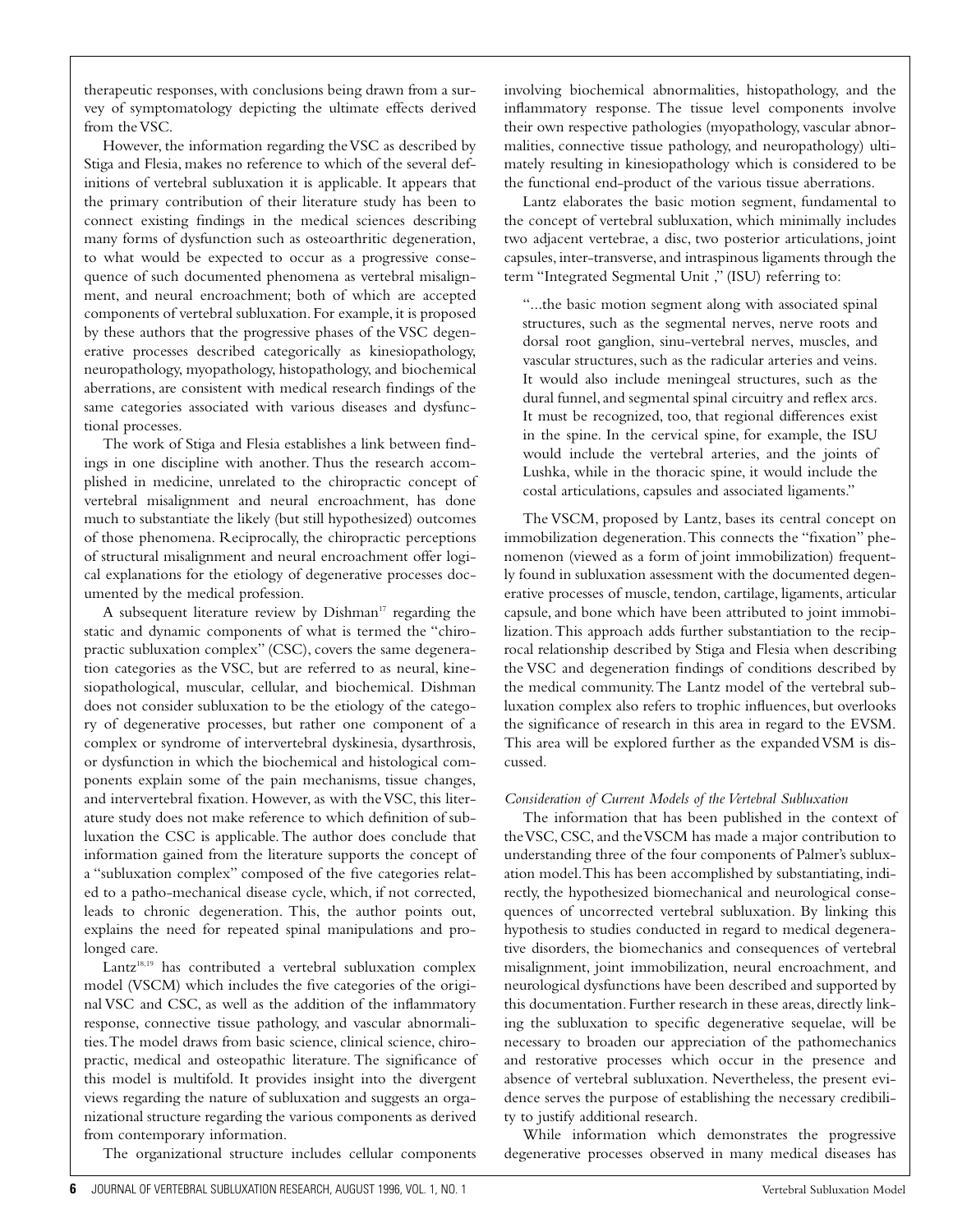therapeutic responses, with conclusions being drawn from a survey of symptomatology depicting the ultimate effects derived from the VSC.

However, the information regarding the VSC as described by Stiga and Flesia, makes no reference to which of the several definitions of vertebral subluxation it is applicable. It appears that the primary contribution of their literature study has been to connect existing findings in the medical sciences describing many forms of dysfunction such as osteoarthritic degeneration, to what would be expected to occur as a progressive consequence of such documented phenomena as vertebral misalignment, and neural encroachment; both of which are accepted components of vertebral subluxation. For example, it is proposed by these authors that the progressive phases of the VSC degenerative processes described categorically as kinesiopathology, neuropathology, myopathology, histopathology, and biochemical aberrations, are consistent with medical research findings of the same categories associated with various diseases and dysfunctional processes.

The work of Stiga and Flesia establishes a link between findings in one discipline with another. Thus the research accomplished in medicine, unrelated to the chiropractic concept of vertebral misalignment and neural encroachment, has done much to substantiate the likely (but still hypothesized) outcomes of those phenomena. Reciprocally, the chiropractic perceptions of structural misalignment and neural encroachment offer logical explanations for the etiology of degenerative processes documented by the medical profession.

A subsequent literature review by Dishman[17] regarding the static and dynamic components of what is termed the "chiropractic subluxation complex" (CSC), covers the same degeneration categories as the VSC, but are referred to as neural, kinesiopathological, muscular, cellular, and biochemical. Dishman does not consider subluxation to be the etiology of the category of degenerative processes, but rather one component of a complex or syndrome of intervertebral dyskinesia, dysarthrosis, or dysfunction in which the biochemical and histological components explain some of the pain mechanisms, tissue changes, and intervertebral fixation. However, as with the VSC, this literature study does not make reference to which definition of subluxation the CSC is applicable. The author does conclude that information gained from the literature supports the concept of a "subluxation complex" composed of the five categories related to a patho-mechanical disease cycle, which, if not corrected, leads to chronic degeneration. This, the author points out, explains the need for repeated spinal manipulations and prolonged care.

Lantz[18,19] has contributed a vertebral subluxation complex model (VSCM) which includes the five categories of the original VSC and CSC, as well as the addition of the inflammatory response, connective tissue pathology, and vascular abnormalities. The model draws from basic science, clinical science, chiropractic, medical and osteopathic literature. The significance of this model is multifold. It provides insight into the divergent views regarding the nature of subluxation and suggests an organizational structure regarding the various components as derived from contemporary information.

The organizational structure includes cellular components involving biochemical abnormalities, histopathology, and the inflammatory response. The tissue level components involve their own respective pathologies (myopathology, vascular abnormalities, connective tissue pathology, and neuropathology) ultimately resulting in kinesiopathology which is considered to be the functional end-product of the various tissue aberrations.

Lantz elaborates the basic motion segment, fundamental to the concept of vertebral subluxation, which minimally includes two adjacent vertebrae, a disc, two posterior articulations, joint capsules, inter-transverse, and intraspinous ligaments through the term "Integrated Segmental Unit ," (ISU) referring to:

> "...the basic motion segment along with associated spinal structures, such as the segmental nerves, nerve roots and dorsal root ganglion, sinu-vertebral nerves, muscles, and vascular structures, such as the radicular arteries and veins. It would also include meningeal structures, such as the dural funnel, and segmental spinal circuitry and reflex arcs. It must be recognized, too, that regional differences exist in the spine. In the cervical spine, for example, the ISU would include the vertebral arteries, and the joints of Lushka, while in the thoracic spine, it would include the costal articulations, capsules and associated ligaments."

The VSCM, proposed by Lantz, bases its central concept on immobilization degeneration. This connects the "fixation" phenomenon (viewed as a form of joint immobilization) frequently found in subluxation assessment with the documented degenerative processes of muscle, tendon, cartilage, ligaments, articular capsule, and bone which have been attributed to joint immobilization. This approach adds further substantiation to the reciprocal relationship described by Stiga and Flesia when describing the VSC and degeneration findings of conditions described by the medical community. The Lantz model of the vertebral subluxation complex also refers to trophic influences, but overlooks the significance of research in this area in regard to the EVSM. This area will be explored further as the expanded VSM is discussed.

*Consideration of Current Models of the Vertebral Subluxation*

The information that has been published in the context of the VSC, CSC, and the VSCM has made a major contribution to understanding three of the four components of Palmer's subluxation model. This has been accomplished by substantiating, indirectly, the hypothesized biomechanical and neurological consequences of uncorrected vertebral subluxation. By linking this hypothesis to studies conducted in regard to medical degenerative disorders, the biomechanics and consequences of vertebral misalignment, joint immobilization, neural encroachment, and neurological dysfunctions have been described and supported by this documentation. Further research in these areas, directly linking the subluxation to specific degenerative sequelae, will be necessary to broaden our appreciation of the pathomechanics and restorative processes which occur in the presence and absence of vertebral subluxation. Nevertheless, the present evidence serves the purpose of establishing the necessary credibility to justify additional research.

While information which demonstrates the progressive degenerative processes observed in many medical diseases has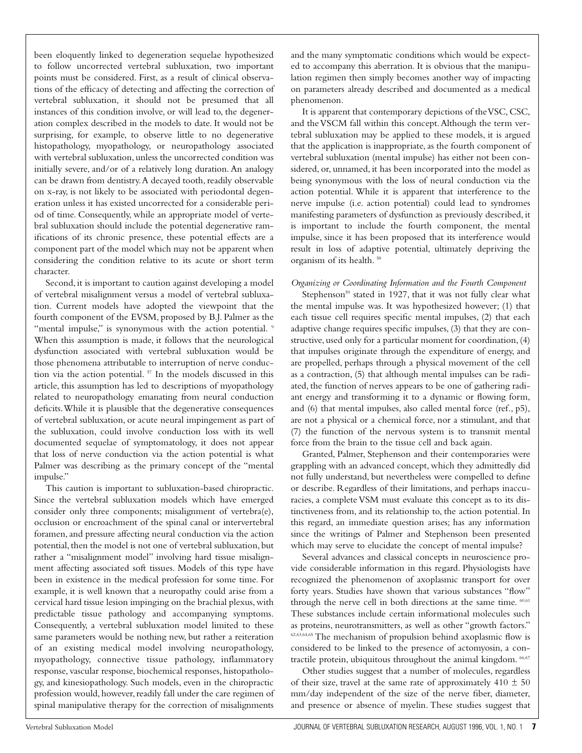been eloquently linked to degeneration sequelae hypothesized to follow uncorrected vertebral subluxation, two important points must be considered. First, as a result of clinical observations of the efficacy of detecting and affecting the correction of vertebral subluxation, it should not be presumed that all instances of this condition involve, or will lead to, the degeneration complex described in the models to date. It would not be surprising, for example, to observe little to no degenerative histopathology, myopathology, or neuropathology associated with vertebral subluxation, unless the uncorrected condition was initially severe, and/or of a relatively long duration. An analogy can be drawn from dentistry. A decayed tooth, readily observable on x-ray, is not likely to be associated with periodontal degeneration unless it has existed uncorrected for a considerable period of time. Consequently, while an appropriate model of vertebral subluxation should include the potential degenerative ramifications of its chronic presence, these potential effects are a component part of the model which may not be apparent when considering the condition relative to its acute or short term character.

Second, it is important to caution against developing a model of vertebral misalignment versus a model of vertebral subluxation. Current models have adopted the viewpoint that the fourth component of the EVSM, proposed by B.J. Palmer as the "mental impulse," is synonymous with the action potential. [9] When this assumption is made, it follows that the neurological dysfunction associated with vertebral subluxation would be those phenomena attributable to interruption of nerve conduction via the action potential. [57] In the models discussed in this article, this assumption has led to descriptions of myopathology related to neuropathology emanating from neural conduction deficits. While it is plausible that the degenerative consequences of vertebral subluxation, or acute neural impingement as part of the subluxation, could involve conduction loss with its well documented sequelae of symptomatology, it does not appear that loss of nerve conduction via the action potential is what Palmer was describing as the primary concept of the "mental impulse."

This caution is important to subluxation-based chiropractic. Since the vertebral subluxation models which have emerged consider only three components; misalignment of vertebra(e), occlusion or encroachment of the spinal canal or intervertebral foramen, and pressure affecting neural conduction via the action potential, then the model is not one of vertebral subluxation, but rather a "misalignment model" involving hard tissue misalignment affecting associated soft tissues. Models of this type have been in existence in the medical profession for some time. For example, it is well known that a neuropathy could arise from a cervical hard tissue lesion impinging on the brachial plexus, with predictable tissue pathology and accompanying symptoms. Consequently, a vertebral subluxation model limited to these same parameters would be nothing new, but rather a reiteration of an existing medical model involving neuropathology, myopathology, connective tissue pathology, inflammatory response, vascular response, biochemical responses, histopathology, and kinesiopathology. Such models, even in the chiropractic profession would, however, readily fall under the care regimen of spinal manipulative therapy for the correction of misalignments and the many symptomatic conditions which would be expected to accompany this aberration. It is obvious that the manipulation regimen then simply becomes another way of impacting on parameters already described and documented as a medical phenomenon.

It is apparent that contemporary depictions of the VSC, CSC, and the VSCM fall within this concept. Although the term vertebral subluxation may be applied to these models, it is argued that the application is inappropriate, as the fourth component of vertebral subluxation (mental impulse) has either not been considered, or, unnamed, it has been incorporated into the model as being synonymous with the loss of neural conduction via the action potential. While it is apparent that interference to the nerve impulse (i.e. action potential) could lead to syndromes manifesting parameters of dysfunction as previously described, it is important to include the fourth component, the mental impulse, since it has been proposed that its interference would result in loss of adaptive potential, ultimately depriving the organism of its health. [58]

*Organizing or Coordinating Information and the Fourth Component*

Stephenson[59] stated in 1927, that it was not fully clear what the mental impulse was. It was hypothesized however; (1) that each tissue cell requires specific mental impulses, (2) that each adaptive change requires specific impulses, (3) that they are constructive, used only for a particular moment for coordination, (4) that impulses originate through the expenditure of energy, and are propelled, perhaps through a physical movement of the cell as a contraction, (5) that although mental impulses can be radiated, the function of nerves appears to be one of gathering radiant energy and transforming it to a dynamic or flowing form, and (6) that mental impulses, also called mental force (ref., p5), are not a physical or a chemical force, nor a stimulant, and that (7) the function of the nervous system is to transmit mental force from the brain to the tissue cell and back again.

Granted, Palmer, Stephenson and their contemporaries were grappling with an advanced concept, which they admittedly did not fully understand, but nevertheless were compelled to define or describe. Regardless of their limitations, and perhaps inaccuracies, a complete VSM must evaluate this concept as to its distinctiveness from, and its relationship to, the action potential. In this regard, an immediate question arises; has any information since the writings of Palmer and Stephenson been presented which may serve to elucidate the concept of mental impulse?

Several advances and classical concepts in neuroscience provide considerable information in this regard. Physiologists have recognized the phenomenon of axoplasmic transport for over forty years. Studies have shown that various substances "flow" through the nerve cell in both directions at the same time. [60,61] These substances include certain informational molecules such as proteins, neurotransmitters, as well as other "growth factors." [62,63,64,65] The mechanism of propulsion behind axoplasmic flow is considered to be linked to the presence of actomyosin, a contractile protein, ubiquitous throughout the animal kingdom. [66,67]

Other studies suggest that a number of molecules, regardless of their size, travel at the same rate of approximately $410 \pm 50$ mm/day independent of the size of the nerve fiber, diameter, and presence or absence of myelin. These studies suggest that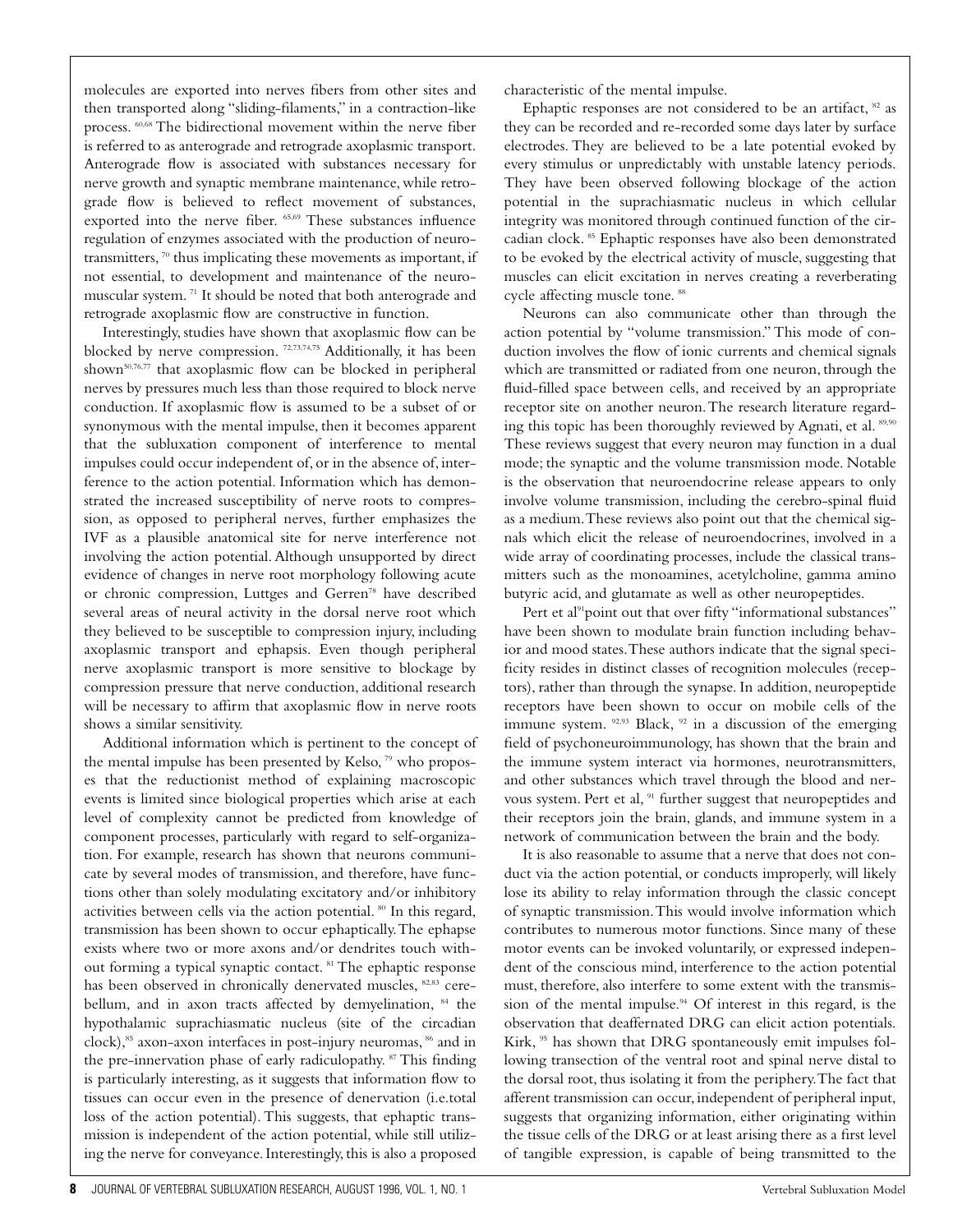molecules are exported into nerves fibers from other sites and then transported along "sliding-filaments," in a contraction-like process. [60,68] The bidirectional movement within the nerve fiber is referred to as anterograde and retrograde axoplasmic transport. Anterograde flow is associated with substances necessary for nerve growth and synaptic membrane maintenance, while retrograde flow is believed to reflect movement of substances, exported into the nerve fiber. [65,69] These substances influence regulation of enzymes associated with the production of neurotransmitters, [70] thus implicating these movements as important, if not essential, to development and maintenance of the neuromuscular system. [71] It should be noted that both anterograde and retrograde axoplasmic flow are constructive in function.

Interestingly, studies have shown that axoplasmic flow can be blocked by nerve compression. [72,73,74,75] Additionally, it has been shown[50,76,77] that axoplasmic flow can be blocked in peripheral nerves by pressures much less than those required to block nerve conduction. If axoplasmic flow is assumed to be a subset of or synonymous with the mental impulse, then it becomes apparent that the subluxation component of interference to mental impulses could occur independent of, or in the absence of, interference to the action potential. Information which has demonstrated the increased susceptibility of nerve roots to compression, as opposed to peripheral nerves, further emphasizes the IVF as a plausible anatomical site for nerve interference not involving the action potential. Although unsupported by direct evidence of changes in nerve root morphology following acute or chronic compression, Luttges and Gerren[78] have described several areas of neural activity in the dorsal nerve root which they believed to be susceptible to compression injury, including axoplasmic transport and ephapsis. Even though peripheral nerve axoplasmic transport is more sensitive to blockage by compression pressure that nerve conduction, additional research will be necessary to affirm that axoplasmic flow in nerve roots shows a similar sensitivity.

Additional information which is pertinent to the concept of the mental impulse has been presented by Kelso, [79] who proposes that the reductionist method of explaining macroscopic events is limited since biological properties which arise at each level of complexity cannot be predicted from knowledge of component processes, particularly with regard to self-organization. For example, research has shown that neurons communicate by several modes of transmission, and therefore, have functions other than solely modulating excitatory and/or inhibitory activities between cells via the action potential. [80] In this regard, transmission has been shown to occur ephaptically. The ephapse exists where two or more axons and/or dendrites touch without forming a typical synaptic contact. [81] The ephaptic response has been observed in chronically denervated muscles, [82,83] cerebellum, and in axon tracts affected by demyelination, [84] the hypothalamic suprachiasmatic nucleus (site of the circadian clock),[85] axon-axon interfaces in post-injury neuromas, [86] and in the pre-innervation phase of early radiculopathy. [87] This finding is particularly interesting, as it suggests that information flow to tissues can occur even in the presence of denervation (i.e.total loss of the action potential). This suggests, that ephaptic transmission is independent of the action potential, while still utilizing the nerve for conveyance. Interestingly, this is also a proposed characteristic of the mental impulse.

Ephaptic responses are not considered to be an artifact, [82] as they can be recorded and re-recorded some days later by surface electrodes. They are believed to be a late potential evoked by every stimulus or unpredictably with unstable latency periods. They have been observed following blockage of the action potential in the suprachiasmatic nucleus in which cellular integrity was monitored through continued function of the circadian clock. [85] Ephaptic responses have also been demonstrated to be evoked by the electrical activity of muscle, suggesting that muscles can elicit excitation in nerves creating a reverberating cycle affecting muscle tone. [88]

Neurons can also communicate other than through the action potential by "volume transmission." This mode of conduction involves the flow of ionic currents and chemical signals which are transmitted or radiated from one neuron, through the fluid-filled space between cells, and received by an appropriate receptor site on another neuron. The research literature regarding this topic has been thoroughly reviewed by Agnati, et al. [89,90] These reviews suggest that every neuron may function in a dual mode; the synaptic and the volume transmission mode. Notable is the observation that neuroendocrine release appears to only involve volume transmission, including the cerebro-spinal fluid as a medium. These reviews also point out that the chemical signals which elicit the release of neuroendocrines, involved in a wide array of coordinating processes, include the classical transmitters such as the monoamines, acetylcholine, gamma amino butyric acid, and glutamate as well as other neuropeptides.

Pert et al[91] point out that over fifty "informational substances" have been shown to modulate brain function including behavior and mood states. These authors indicate that the signal specificity resides in distinct classes of recognition molecules (receptors), rather than through the synapse. In addition, neuropeptide receptors have been shown to occur on mobile cells of the immune system. [92,93] Black, [92] in a discussion of the emerging field of psychoneuroimmunology, has shown that the brain and the immune system interact via hormones, neurotransmitters, and other substances which travel through the blood and nervous system. Pert et al, [91] further suggest that neuropeptides and their receptors join the brain, glands, and immune system in a network of communication between the brain and the body.

It is also reasonable to assume that a nerve that does not conduct via the action potential, or conducts improperly, will likely lose its ability to relay information through the classic concept of synaptic transmission. This would involve information which contributes to numerous motor functions. Since many of these motor events can be invoked voluntarily, or expressed independent of the conscious mind, interference to the action potential must, therefore, also interfere to some extent with the transmission of the mental impulse.[94] Of interest in this regard, is the observation that deaffernated DRG can elicit action potentials. Kirk, [95] has shown that DRG spontaneously emit impulses following transection of the ventral root and spinal nerve distal to the dorsal root, thus isolating it from the periphery. The fact that afferent transmission can occur, independent of peripheral input, suggests that organizing information, either originating within the tissue cells of the DRG or at least arising there as a first level of tangible expression, is capable of being transmitted to the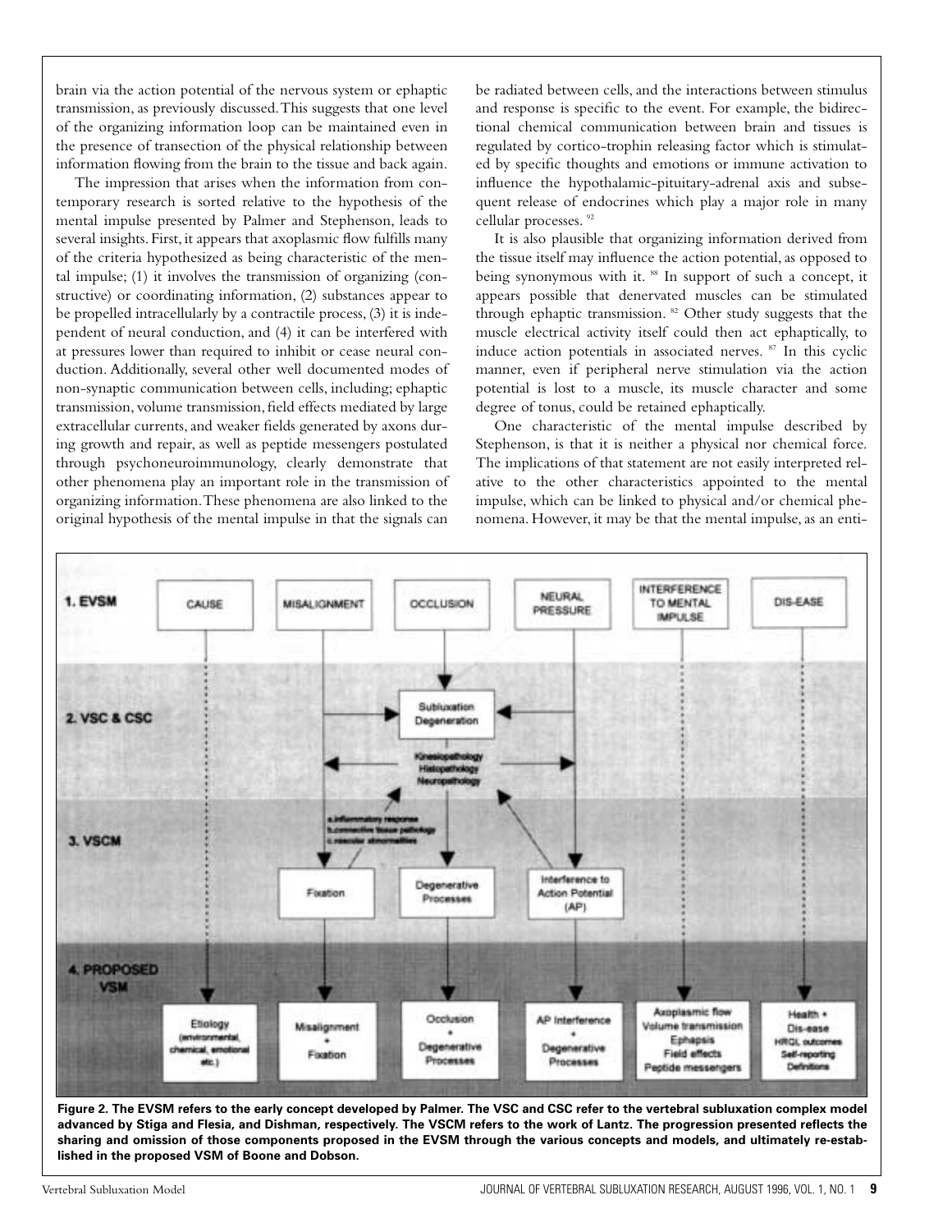brain via the action potential of the nervous system or ephaptic transmission, as previously discussed. This suggests that one level of the organizing information loop can be maintained even in the presence of transection of the physical relationship between information flowing from the brain to the tissue and back again.

The impression that arises when the information from contemporary research is sorted relative to the hypothesis of the mental impulse presented by Palmer and Stephenson, leads to several insights. First, it appears that axoplasmic flow fulfills many of the criteria hypothesized as being characteristic of the mental impulse; (1) it involves the transmission of organizing (constructive) or coordinating information, (2) substances appear to be propelled intracellularly by a contractile process, (3) it is independent of neural conduction, and (4) it can be interfered with at pressures lower than required to inhibit or cease neural conduction. Additionally, several other well documented modes of non-synaptic communication between cells, including; ephaptic transmission, volume transmission, field effects mediated by large extracellular currents, and weaker fields generated by axons during growth and repair, as well as peptide messengers postulated through psychoneuroimmunology, clearly demonstrate that other phenomena play an important role in the transmission of organizing information. These phenomena are also linked to the original hypothesis of the mental impulse in that the signals can be radiated between cells, and the interactions between stimulus and response is specific to the event. For example, the bidirectional chemical communication between brain and tissues is regulated by cortico-trophin releasing factor which is stimulated by specific thoughts and emotions or immune activation to influence the hypothalamic-pituitary-adrenal axis and subsequent release of endocrines which play a major role in many cellular processes. [92]

It is also plausible that organizing information derived from the tissue itself may influence the action potential, as opposed to being synonymous with it. [88] In support of such a concept, it appears possible that denervated muscles can be stimulated through ephaptic transmission. [82] Other study suggests that the muscle electrical activity itself could then act ephaptically, to induce action potentials in associated nerves. [87] In this cyclic manner, even if peripheral nerve stimulation via the action potential is lost to a muscle, its muscle character and some degree of tonus, could be retained ephaptically.

One characteristic of the mental impulse described by Stephenson, is that it is neither a physical nor chemical force. The implications of that statement are not easily interpreted relative to the other characteristics appointed to the mental impulse, which can be linked to physical and/or chemical phenomena. However, it may be that the mental impulse, as an enti-

**Figure 2. The EVSM refers to the early concept developed by Palmer. The VSC and CSC refer to the vertebral subluxation complex model advanced by Stiga and Flesia, and Dishman, respectively. The VSCM refers to the work of Lantz. The progression presented reflects the sharing and omission of those components proposed in the EVSM through the various concepts and models, and ultimately re-established in the proposed VSM of Boone and Dobson.**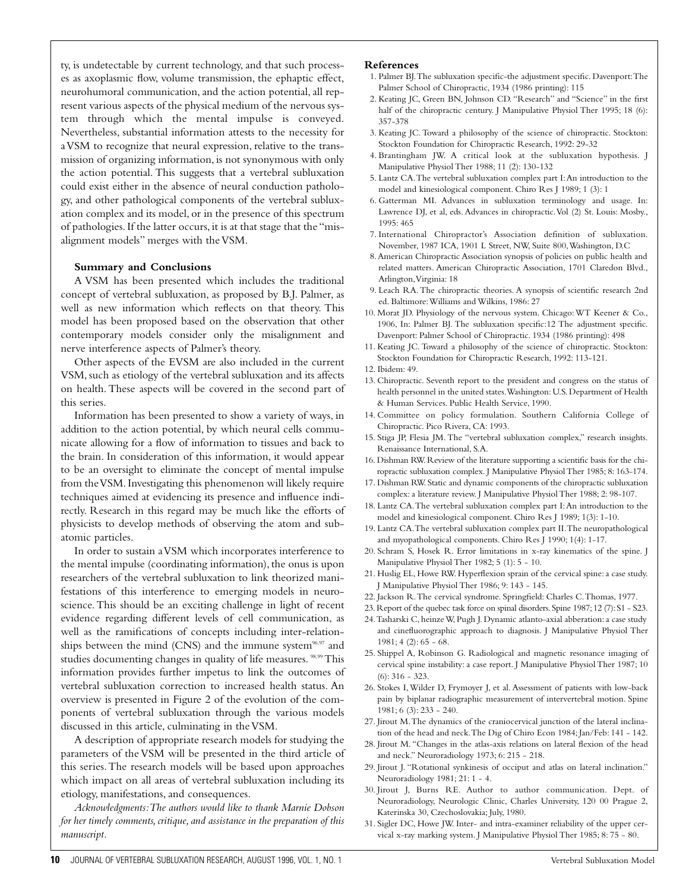ty, is undetectable by current technology, and that such processes as axoplasmic flow, volume transmission, the ephaptic effect, neurohumoral communication, and the action potential, all represent various aspects of the physical medium of the nervous system through which the mental impulse is conveyed. Nevertheless, substantial information attests to the necessity for a VSM to recognize that neural expression, relative to the transmission of organizing information, is not synonymous with only the action potential. This suggests that a vertebral subluxation could exist either in the absence of neural conduction pathology, and other pathological components of the vertebral subluxation complex and its model, or in the presence of this spectrum of pathologies. If the latter occurs, it is at that stage that the "misalignment models" merges with the VSM.

### Summary and Conclusions

A VSM has been presented which includes the traditional concept of vertebral subluxation, as proposed by B.J. Palmer, as well as new information which reflects on that theory. This model has been proposed based on the observation that other contemporary models consider only the misalignment and nerve interference aspects of Palmer's theory.

Other aspects of the EVSM are also included in the current VSM, such as etiology of the vertebral subluxation and its affects on health. These aspects will be covered in the second part of this series.

Information has been presented to show a variety of ways, in addition to the action potential, by which neural cells communicate allowing for a flow of information to tissues and back to the brain. In consideration of this information, it would appear to be an oversight to eliminate the concept of mental impulse from the VSM. Investigating this phenomenon will likely require techniques aimed at evidencing its presence and influence indirectly. Research in this regard may be much like the efforts of physicists to develop methods of observing the atom and subatomic particles.

In order to sustain a VSM which incorporates interference to the mental impulse (coordinating information), the onus is upon researchers of the vertebral subluxation to link theorized manifestations of this interference to emerging models in neuroscience. This should be an exciting challenge in light of recent evidence regarding different levels of cell communication, as well as the ramifications of concepts including inter-relationships between the mind (CNS) and the immune system[96,97] and studies documenting changes in quality of life measures. [98,99] This information provides further impetus to link the outcomes of vertebral subluxation correction to increased health status. An overview is presented in Figure 2 of the evolution of the components of vertebral subluxation through the various models discussed in this article, culminating in the VSM.

A description of appropriate research models for studying the parameters of the VSM will be presented in the third article of this series. The research models will be based upon approaches which impact on all areas of vertebral subluxation including its etiology, manifestations, and consequences.

*Acknowledgments: The authors would like to thank Marnie Dobson for her timely comments, critique, and assistance in the preparation of this manuscript.*

### References

1. Palmer BJ. The subluxation specific-the adjustment specific. Davenport: The Palmer School of Chiropractic, 1934 (1986 printing): 115
2. Keating JC, Green BN, Johnson CD. "Research" and "Science" in the first half of the chiropractic century. J Manipulative Physiol Ther 1995; 18 (6): 357-378
3. Keating JC. Toward a philosophy of the science of chiropractic. Stockton: Stockton Foundation for Chiropractic Research, 1992: 29-32
4. Brantingham JW. A critical look at the subluxation hypothesis. J Manipulative Physiol Ther 1988; 11 (2): 130-132
5. Lantz CA. The vertebral subluxation complex part I: An introduction to the model and kinesiological component. Chiro Res J 1989; 1 (3): 1
6. Gatterman MI. Advances in subluxation terminology and usage. In: Lawrence DJ, et al, eds. Advances in chiropractic. Vol (2) St. Louis: Mosby., 1995: 465
7. International Chiropractor's Association definition of subluxation. November, 1987 ICA, 1901 L Street, NW, Suite 800, Washington, D.C
8. American Chiropractic Association synopsis of policies on public health and related matters. American Chiropractic Association, 1701 Claredon Blvd., Arlington, Virginia: 18
9. Leach RA. The chiropractic theories. A synopsis of scientific research 2nd ed. Baltimore: Williams and Wilkins, 1986: 27
10. Morat JD. Physiology of the nervous system. Chicago: WT Keener & Co., 1906, In: Palmer BJ. The subluxation specific:12 The adjustment specific. Davenport: Palmer School of Chiropractic. 1934 (1986 printing): 498
11. Keating JC. Toward a philosophy of the science of chiropractic. Stockton: Stockton Foundation for Chiropractic Research, 1992: 113-121.
12. Ibidem: 49.
13. Chiropractic. Seventh report to the president and congress on the status of health personnel in the united states. Washington: U.S. Department of Health & Human Services. Public Health Service, 1990.
14. Committee on policy formulation. Southern California College of Chiropractic. Pico Rivera, CA: 1993.
15. Stiga JP, Flesia JM. The "vertebral subluxation complex," research insights. Renaissance International, S.A.
16. Dishman RW. Review of the literature supporting a scientific basis for the chiropractic subluxation complex. J Manipulative Physiol Ther 1985; 8: 163-174.
17. Dishman RW. Static and dynamic components of the chiropractic subluxation complex: a literature review. J Manipulative Physiol Ther 1988; 2: 98-107.
18. Lantz CA. The vertebral subluxation complex part I: An introduction to the model and kinesiological component. Chiro Res J 1989; 1(3): 1-10.
19. Lantz CA. The vertebral subluxation complex part II. The neuropathological and myopathological components. Chiro Res J 1990; 1(4): 1-17.
20. Schram S, Hosek R. Error limitations in x-ray kinematics of the spine. J Manipulative Physiol Ther 1982; 5 (1): 5 - 10.
21. Huslig EL, Howe RW. Hyperflexion sprain of the cervical spine: a case study. J Manipulative Physiol Ther 1986; 9: 143 - 145.
22. Jackson R. The cervical syndrome. Springfield: Charles C. Thomas, 1977.
23. Report of the quebec task force on spinal disorders. Spine 1987; 12 (7): S1 - S23.
24. Tasharski C, heinze W, Pugh J. Dynamic atlanto-axial abberation: a case study and cinefluorographic approach to diagnosis. J Manipulative Physiol Ther 1981; 4 (2): 65 - 68.
25. Shippel A, Robinson G. Radiological and magnetic resonance imaging of cervical spine instability: a case report. J Manipulative Physiol Ther 1987; 10 (6): 316 - 323.
26. Stokes I, Wilder D, Frymoyer J, et al. Assessment of patients with low-back pain by biplanar radiographic measurement of intervertebral motion. Spine 1981; 6 (3): 233 - 240.
27. Jirout M. The dynamics of the craniocervical junction of the lateral inclination of the head and neck. The Dig of Chiro Econ 1984; Jan/Feb: 141 - 142.
28. Jirout M. "Changes in the atlas-axis relations on lateral flexion of the head and neck." Neuroradiology 1973; 6: 215 - 218.
29. Jirout J. "Rotational synkinesis of occiput and atlas on lateral inclination." Neuroradiology 1981; 21: 1 - 4.
30. Jirout J, Burns RE. Author to author communication. Dept. of Neuroradiology, Neurologic Clinic, Charles University, 120 00 Prague 2, Katerinska 30, Czechoslovakia; July, 1980.
31. Sigler DC, Howe JW. Inter- and intra-examiner reliability of the upper cervical x-ray marking system. J Manipulative Physiol Ther 1985; 8: 75 - 80.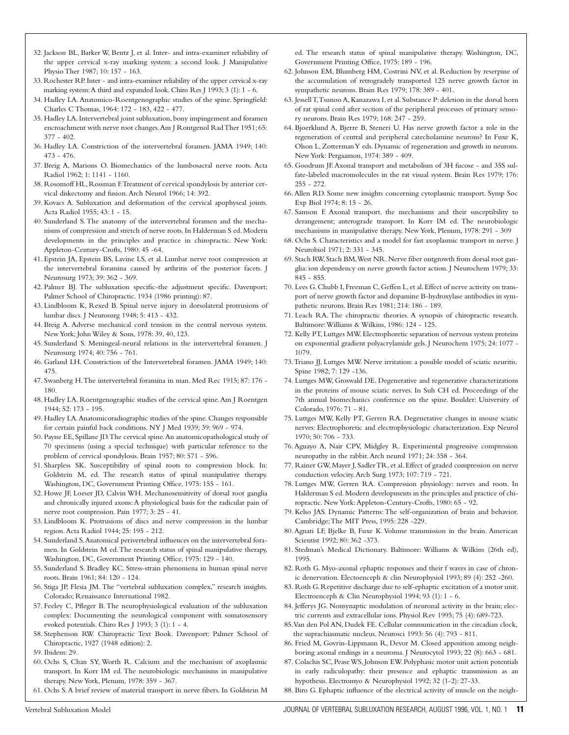32. Jackson BL, Barker W, Bentz J, et al. Inter- and intra-examiner reliability of the upper cervical x-ray marking system: a second look. J Manipulative Physio Ther 1987; 10: 157 - 163.
33. Rochester RP. Inter - and intra-examiner reliability of the upper cervical x-ray marking system: A third and expanded look. Chiro Res J 1993; 3 (1): 1 - 6.
34. Hadley LA. Anatomico-Roentgenographic studies of the spine. Springfield: Charles C Thomas, 1964: 172 - 183, 422 - 477.
35. Hadley LA. Intervertebral joint subluxation, bony impingement and foramen encroachment with nerve root changes. Am J Rontgenol Rad Ther 1951; 65: 377 - 402.
36. Hadley LA. Constriction of the intervertebral foramen. JAMA 1949; 140: 473 - 476.
37. Breig A, Marions O. Biomechanics of the lumbosacral nerve roots. Acta Radiol 1962; 1: 1141 - 1160.
38. Rosomoff HL, Rossman F. Treatment of cervical spondylosis by anterior cervical diskectomy and fusion. Arch Neurol 1966; 14: 392.
39. Kovacs A. Subluxation and deformation of the cervical apophyseal joints. Acta Radiol 1955; 43: 1 - 15.
40. Sunderland S. The anatomy of the intervertebral foramen and the mechanisms of compression and stretch of nerve roots. In Halderman S ed. Modern developments in the principles and practice in chiropractic. New York: Appleton-Century-Crofts, 1980: 45 -64.
41. Epstein JA, Epstein BS, Lavine LS, et al. Lumbar nerve root compression at the intervertebral foramina caused by arthritis of the posterior facets. J Neurosurg 1973; 39: 362 - 369.
42. Palmer BJ. The subluxation specific-the adjustment specific. Davenport; Palmer School of Chiropractic. 1934 (1986 printing): 87.
43. Lindbloom K, Rexed B. Spinal nerve injury in dorsolateral protrusions of lumbar discs. J Neurosurg 1948; 5: 413 - 432.
44. Breig A. Adverse mechanical cord tension in the central nervous system. New York; John Wiley & Sons, 1978: 39, 40, 123.
45. Sunderland S. Meningeal-neural relations in the intervertebral foramen. J Neurosurg 1974; 40: 756 - 761.
46. Garland LH. Constriction of the Intervertebral foramen. JAMA 1949; 140: 475.
47. Swanberg H. The intervertebral foramina in man. Med Rec 1915; 87: 176 - 180.
48. Hadley LA. Roentgenographic studies of the cervical spine. Am J Roentgen 1944; 52: 173 - 195.
49. Hadley LA. Anatomicoradiographic studies of the spine. Changes responsible for certain painful back conditions. NY J Med 1939; 39: 969 - 974.
50. Payne EE, Spillane JD. The cervical spine. An anatomicopathological study of 70 specimens (using a special technique) with particular reference to the problem of cervical spondylosis. Brain 1957; 80: 571 - 596.
51. Sharpless SK. Susceptibility of spinal roots to compression block. In: Goldstein M, ed. The research status of spinal manipulative therapy. Washington, DC, Government Printing Office, 1975: 155 - 161.
52. Howe JF, Loeser JD, Calvin WH. Mechanosensitivity of dorsal root ganglia and chronically injured axons: A physiological basis for the radicular pain of nerve root compression. Pain 1977; 3: 25 - 41.
53. Lindbloom K. Protrusions of discs and nerve compression in the lumbar region. Acta Radiol 1944; 25: 195 - 212.
54. Sunderland S. Anatomical perivertebral influences on the intervertebral foramen. In Goldstein M ed. The research status of spinal manipulative therapy, Washington, DC, Government Printing Office, 1975: 129 - 140.
55. Sunderland S. Bradley KC. Stress-strain phenomena in human spinal nerve roots. Brain 1961; 84: 120 - 124.
56. Stiga JP, Flesia JM. The "vertebral subluxation complex," research insights. Colorado; Renaissance International 1982.
57. Feeley C, Pfleger B. The neurophysiological evaluation of the subluxation complex: Documenting the neurological component with somatosensory evoked potentials. Chiro Res J 1993; 3 (1): 1 - 4.
58. Stephenson RW. Chiropractic Text Book. Davenport: Palmer School of Chiropractic, 1927 (1948 edition): 2.
59. Ibidem: 29.
60. Ochs S, Chan SY, Worth R. Calcium and the mechanism of axoplasmic transport. In Korr IM ed. The neurobiologic mechanisms in manipulative therapy. New York, Plenum, 1978: 359 - 367.
61. Ochs S. A brief review of material transport in nerve fibers. In Goldstein M ed. The research status of spinal manipulative therapy. Washington, DC, Government Printing Office, 1975: 189 - 196.
62. Johnson EM, Blumberg HM, Costrini NV, et al. Reduction by reserpine of the accumulation of retrogradely transported 125 nerve growth factor in sympathetic neurons. Brain Res 1979; 178: 389 - 401.
63. Jessell T, Tsunoo A, Kanazawa I, et al. Substance P: deletion in the dorsal horn of rat spinal cord after section of the peripheral processes of primary sensory neurons. Brain Res 1979; 168: 247 - 259.
64. Bjoerklund A, Bjerre B, Steneri U. Has nerve growth factor a role in the regeneration of central and peripheral catecholamine neurons? In Fuxe K, Olson L, Zotterman Y eds. Dynamic of regeneration and growth in neurons. New York: Pergaamon, 1974: 389 - 409.
65. Goodrum JF. Axonal transport and metabolism of 3H fucose - and 35S sulfate-labeled macromolecules in the rat visual system. Brain Res 1979; 176: 255 - 272.
66. Allen RD. Some new insights concerning cytoplasmic transport. Symp Soc Exp Biol 1974; 8: 15 - 26.
67. Samson F. Axonal transport. the mechanisms and their susceptibility to derangement; anterograde transport. In Korr IM ed. The neurobiologic mechanisms in manipulative therapy. New York, Plenum, 1978: 291 - 309
68. Ochs S. Characteristics and a model for fast axoplasmic transport in nerve. J Neurobiol 1971; 2: 331 - 345.
69. Stach RW, Stach BM, West NR. Nerve fiber outgrowth from dorsal root ganglia: ion dependency on nerve growth factor action. J Neurochem 1979; 33: 845 - 855.
70. Lees G. Chubb I, Freeman C, Geffen L, et al. Effect of nerve activity on transport of nerve growth factor and dopamine B-hydroxylase antibodies in sympathetic neurons. Brain Res 1981; 214: 186 - 189.
71. Leach RA. The chiropractic theories. A synopsis of chiropractic research. Baltimore: Williams & Wilkins, 1986: 124 - 125.
72. Kelly PT, Luttges MW. Electrophoretic separation of nervous system proteins on exponential gradient polyacrylamide gels. J Neurochem 1975; 24: 1077 - 1079.
73. Triano JJ, Luttges MW. Nerve irritation: a possible model of sciatic neuritis. Spine 1982; 7: 129 -136.
74. Luttges MW, Groswald DE. Degenerative and regenerative characterizations in the proteins of mouse sciatic nerves. In Suh CH ed. Proceedings of the 7th annual biomechanics conference on the spine. Boulder: University of Colorado, 1976: 71 - 81.
75. Luttges MW, Kelly PT, Gerren RA. Degenerative changes in mouse sciatic nerves: Electrophoretic and electrophysiologic characterization. Exp Neurol 1970; 50: 706 - 733.
76. Aguayo A, Nair CPV, Midgley R. Experimental progressive compression neuropathy in the rabbit. Arch neurol 1971; 24: 358 - 364.
77. Rainer GW, Mayer J, Sadler TR, et al. Effect of graded compression on nerve conduction velocity. Arch Surg 1973; 107: 719 - 721.
78. Luttges MW, Gerren RA. Compression physiology: nerves and roots. In Halderman S ed. Modern developments in the principles and practice of chiropractic. New York: Appleton-Century-Crofts, 1980: 65 - 92.
79. Kelso JAS. Dynamic Patterns: The self-organization of brain and behavior. Cambridge; The MIT Press, 1995: 228 -229.
80. Agnati LF, Bjelke B, Fuxe K. Volume transmission in the brain. American Scientist 1992; 80: 362 -373.
81. Stedman's Medical Dictionary. Baltimore: Williams & Wilkins (26th ed), 1995.
82. Roth G. Myo-axonal ephaptic responses and their f waves in case of chronic denervation. Electoenceph & clin Neurophysiol 1993; 89 (4): 252 -260.
83. Roth G. Repetitive discharge due to self-ephaptic excitation of a motor unit. Electroenceph & Clin Neurophysiol 1994; 93 (1): 1 - 6.
84. Jefferys JG. Nonsynaptic modulation of neuronal activity in the brain; electric currents and extracellular ions. Physiol Rev 1995; 75 (4): 689-723.
85. Van den Pol AN, Dudek FE. Cellular communication in the circadian clock, the suprachiasmatic nucleus. Neurosci 1993: 56 (4): 793 - 811.
86. Fried M, Govrin-Lippmann R, Devor M. Closed apposition among neighboring axonal endings in a neuroma. J Neurocytol 1993; 22 (8): 663 - 681.
87. Colachis SC, Pease WS, Johnson EW. Polyphasic motor unit action potentials in early radiculopathy: their presence and ephaptic transmission as an hypothesis. Electromyo & Neurophysiol 1992; 32 (1-2): 27-33.
88. Biro G. Ephaptic influence of the electrical activity of muscle on the neigh-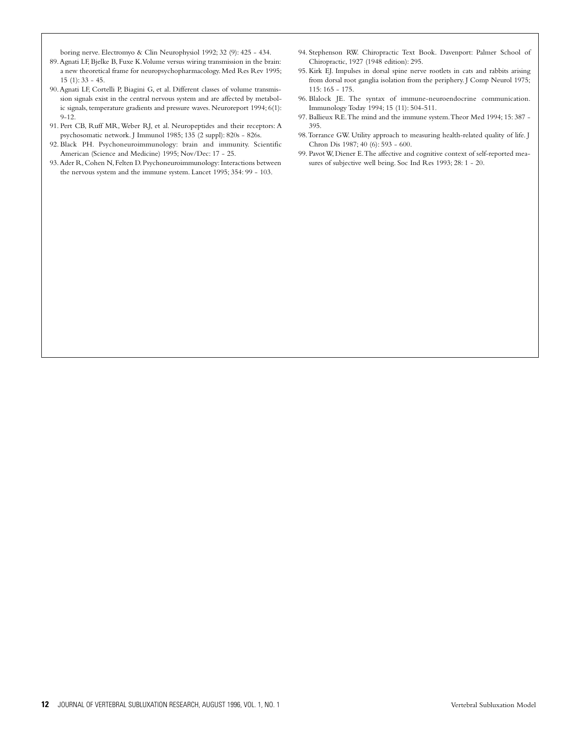boring nerve. Electromyo & Clin Neurophysiol 1992; 32 (9): 425 - 434.

89. Agnati LF, Bjelke B, Fuxe K. Volume versus wiring transmission in the brain: a new theoretical frame for neuropsychopharmacology. Med Res Rev 1995; 15 (1): 33 - 45.
90. Agnati LF, Cortelli P, Biagini G, et al. Different classes of volume transmission signals exist in the central nervous system and are affected by metabolic signals, temperature gradients and pressure waves. Neuroreport 1994; 6(1): 9-12.
91. Pert CB, Ruff MR, Weber RJ, et al. Neuropeptides and their receptors: A psychosomatic network. J Immunol 1985; 135 (2 suppl): 820s - 826s.
92. Black PH. Psychoneuroimmunology: brain and immunity. Scientific American (Science and Medicine) 1995; Nov/Dec: 17 - 25.
93. Ader R, Cohen N, Felten D. Psychoneuroimmunology: Interactions between the nervous system and the immune system. Lancet 1995; 354: 99 - 103.
94. Stephenson RW. Chiropractic Text Book. Davenport: Palmer School of Chiropractic, 1927 (1948 edition): 295.
95. Kirk EJ. Impulses in dorsal spine nerve rootlets in cats and rabbits arising from dorsal root ganglia isolation from the periphery. J Comp Neurol 1975; 115: 165 - 175.
96. Blalock JE. The syntax of immune-neuroendocrine communication. Immunology Today 1994; 15 (11): 504-511.
97. Ballieux RE. The mind and the immune system. Theor Med 1994; 15: 387 - 395.
98. Torrance GW. Utility approach to measuring health-related quality of life. J Chron Dis 1987; 40 (6): 593 - 600.
99. Pavot W, Diener E. The affective and cognitive context of self-reported measures of subjective well being. Soc Ind Res 1993; 28: 1 - 20.